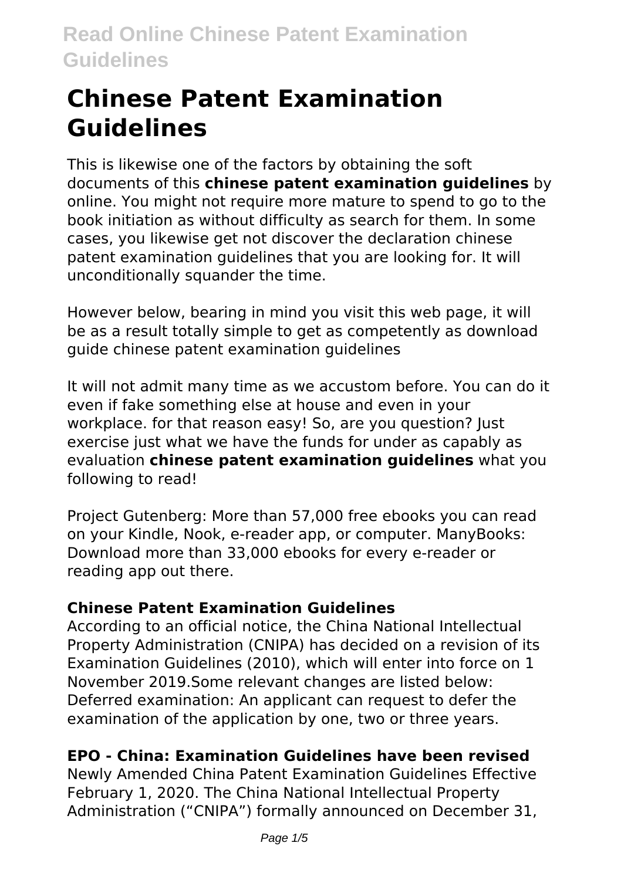# Chinese Patent Examination Guidelines

This is likewise one of the factors by obtaining the soft documents of this **chinese patent examination guidelines** by online. You might not require more mature to spend to go to the book initiation as without difficulty as search for them. In some cases, you likewise get not discover the declaration chinese patent examination guidelines that you are looking for. It will unconditionally squander the time.

However below, bearing in mind you visit this web page, it will be as a result totally simple to get as competently as download guide chinese patent examination guidelines

It will not admit many time as we accustom before. You can do it even if fake something else at house and even in your workplace. for that reason easy! So, are you question? Just exercise just what we have the funds for under as capably as evaluation **chinese patent examination guidelines** what you following to read!

Project Gutenberg: More than 57,000 free ebooks you can read on your Kindle, Nook, e-reader app, or computer. ManyBooks: Download more than 33,000 ebooks for every e-reader or reading app out there.

### Chinese Patent Examination Guidelines

According to an official notice, the China National Intellectual Property Administration (CNIPA) has decided on a revision of its Examination Guidelines (2010), which will enter into force on 1 November 2019.Some relevant changes are listed below: Deferred examination: An applicant can request to defer the examination of the application by one, two or three years.

### EPO - China: Examination Guidelines have been revised

Newly Amended China Patent Examination Guidelines Effective February 1, 2020. The China National Intellectual Property Administration ("CNIPA") formally announced on December 31,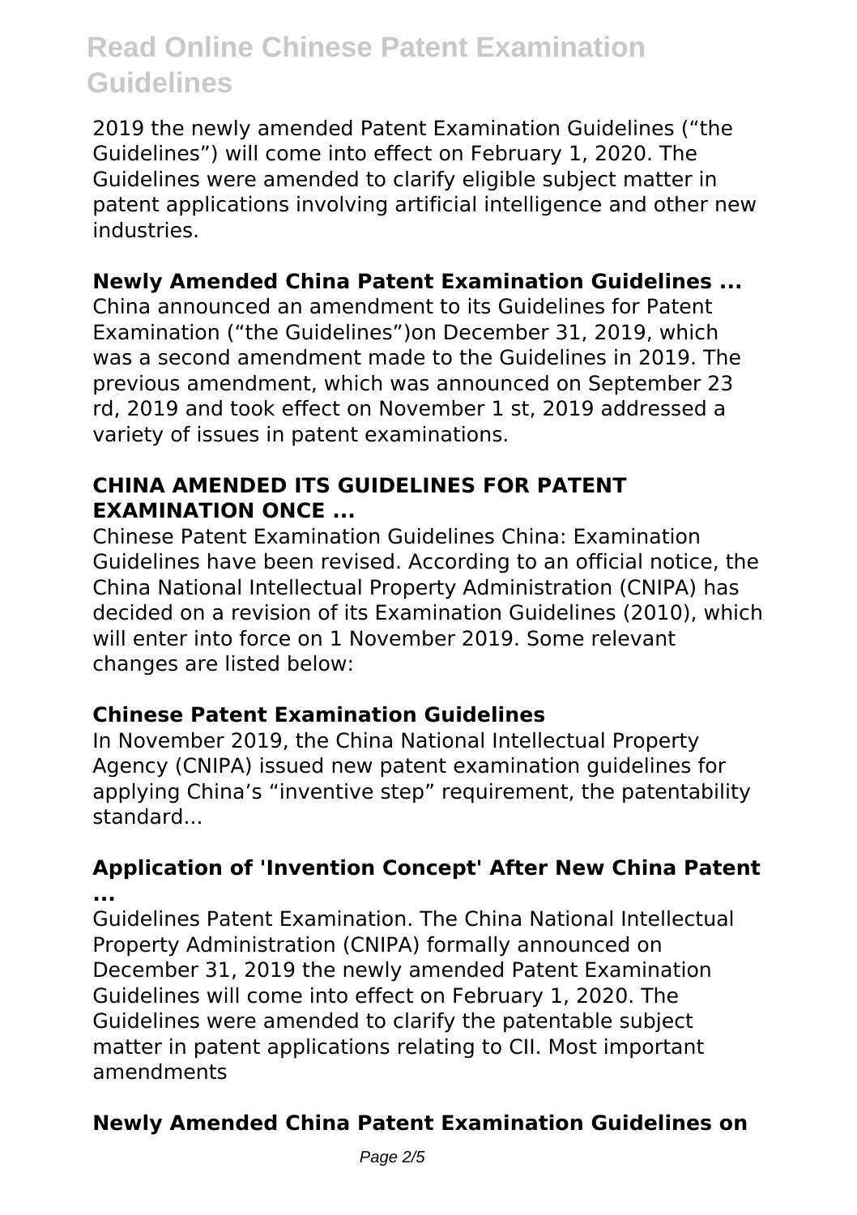2019 the newly amended Patent Examination Guidelines ("the Guidelines") will come into effect on February 1, 2020. The Guidelines were amended to clarify eligible subject matter in patent applications involving artificial intelligence and other new industries.

### Newly Amended China Patent Examination Guidelines ...

China announced an amendment to its Guidelines for Patent Examination ("the Guidelines")on December 31, 2019, which was a second amendment made to the Guidelines in 2019. The previous amendment, which was announced on September 23 rd, 2019 and took effect on November 1 st, 2019 addressed a variety of issues in patent examinations.

### CHINA AMENDED ITS GUIDELINES FOR PATENT EXAMINATION ONCE ...

Chinese Patent Examination Guidelines China: Examination Guidelines have been revised. According to an official notice, the China National Intellectual Property Administration (CNIPA) has decided on a revision of its Examination Guidelines (2010), which will enter into force on 1 November 2019. Some relevant changes are listed below:

### Chinese Patent Examination Guidelines

In November 2019, the China National Intellectual Property Agency (CNIPA) issued new patent examination guidelines for applying China's "inventive step" requirement, the patentability standard...

### Application of 'Invention Concept' After New China Patent ...

Guidelines Patent Examination. The China National Intellectual Property Administration (CNIPA) formally announced on December 31, 2019 the newly amended Patent Examination Guidelines will come into effect on February 1, 2020. The Guidelines were amended to clarify the patentable subject matter in patent applications relating to CII. Most important amendments

### Newly Amended China Patent Examination Guidelines on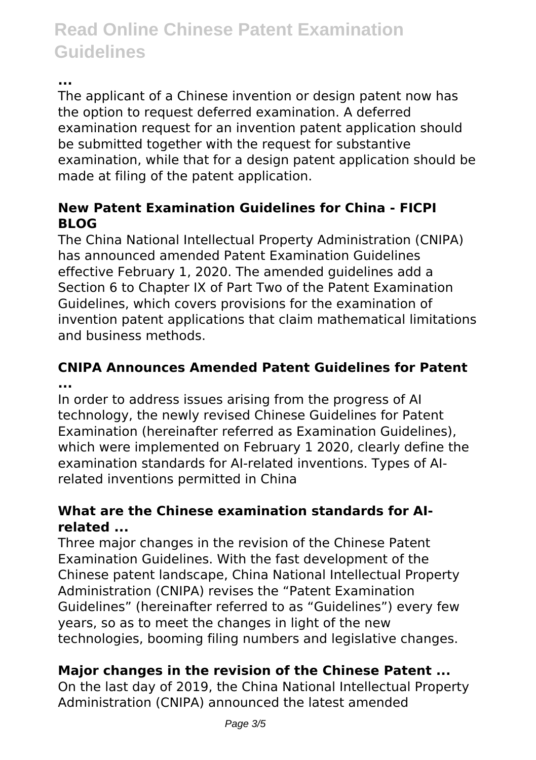**...**

The applicant of a Chinese invention or design patent now has the option to request deferred examination. A deferred examination request for an invention patent application should be submitted together with the request for substantive examination, while that for a design patent application should be made at filing of the patent application.

### New Patent Examination Guidelines for China - FICPI BLOG

The China National Intellectual Property Administration (CNIPA) has announced amended Patent Examination Guidelines effective February 1, 2020. The amended guidelines add a Section 6 to Chapter IX of Part Two of the Patent Examination Guidelines, which covers provisions for the examination of invention patent applications that claim mathematical limitations and business methods.

### CNIPA Announces Amended Patent Guidelines for Patent ...

In order to address issues arising from the progress of AI technology, the newly revised Chinese Guidelines for Patent Examination (hereinafter referred as Examination Guidelines), which were implemented on February 1 2020, clearly define the examination standards for AI-related inventions. Types of AI-related inventions permitted in China

### What are the Chinese examination standards for AI-related ...

Three major changes in the revision of the Chinese Patent Examination Guidelines. With the fast development of the Chinese patent landscape, China National Intellectual Property Administration (CNIPA) revises the "Patent Examination Guidelines" (hereinafter referred to as "Guidelines") every few years, so as to meet the changes in light of the new technologies, booming filing numbers and legislative changes.

### Major changes in the revision of the Chinese Patent ...

On the last day of 2019, the China National Intellectual Property Administration (CNIPA) announced the latest amended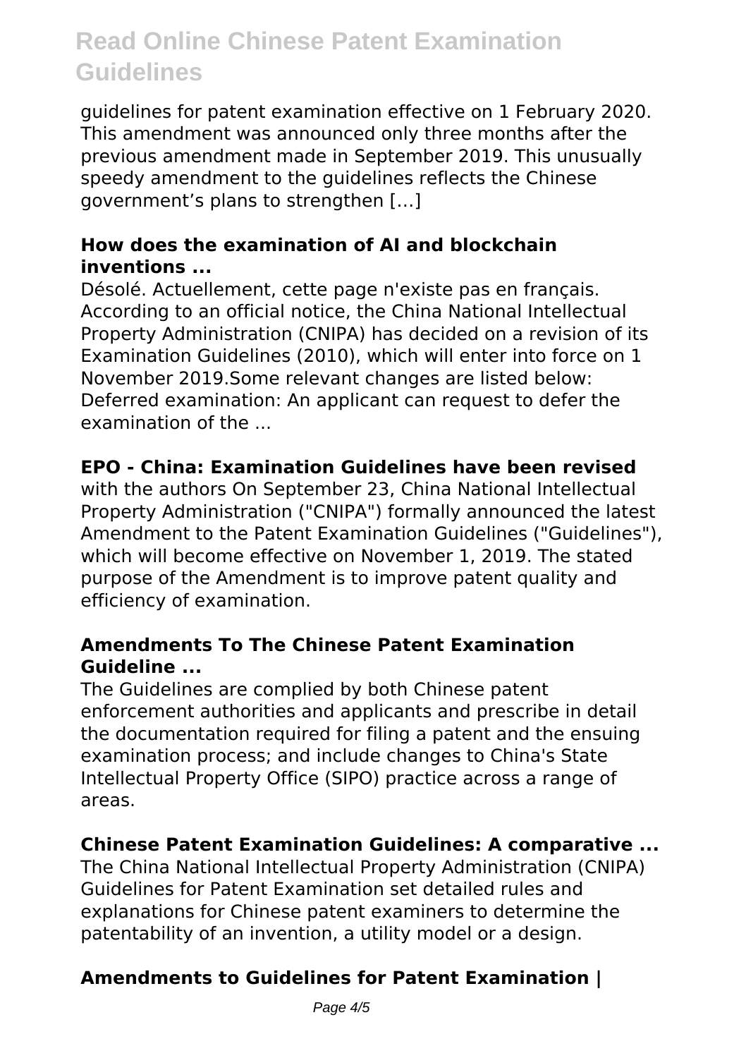guidelines for patent examination effective on 1 February 2020. This amendment was announced only three months after the previous amendment made in September 2019. This unusually speedy amendment to the guidelines reflects the Chinese government's plans to strengthen […]

### How does the examination of AI and blockchain inventions ...

Désolé. Actuellement, cette page n'existe pas en français. According to an official notice, the China National Intellectual Property Administration (CNIPA) has decided on a revision of its Examination Guidelines (2010), which will enter into force on 1 November 2019.Some relevant changes are listed below: Deferred examination: An applicant can request to defer the examination of the ...

### EPO - China: Examination Guidelines have been revised

with the authors On September 23, China National Intellectual Property Administration ("CNIPA") formally announced the latest Amendment to the Patent Examination Guidelines ("Guidelines"), which will become effective on November 1, 2019. The stated purpose of the Amendment is to improve patent quality and efficiency of examination.

### Amendments To The Chinese Patent Examination Guideline ...

The Guidelines are complied by both Chinese patent enforcement authorities and applicants and prescribe in detail the documentation required for filing a patent and the ensuing examination process; and include changes to China's State Intellectual Property Office (SIPO) practice across a range of areas.

### Chinese Patent Examination Guidelines: A comparative ...

The China National Intellectual Property Administration (CNIPA) Guidelines for Patent Examination set detailed rules and explanations for Chinese patent examiners to determine the patentability of an invention, a utility model or a design.

### Amendments to Guidelines for Patent Examination |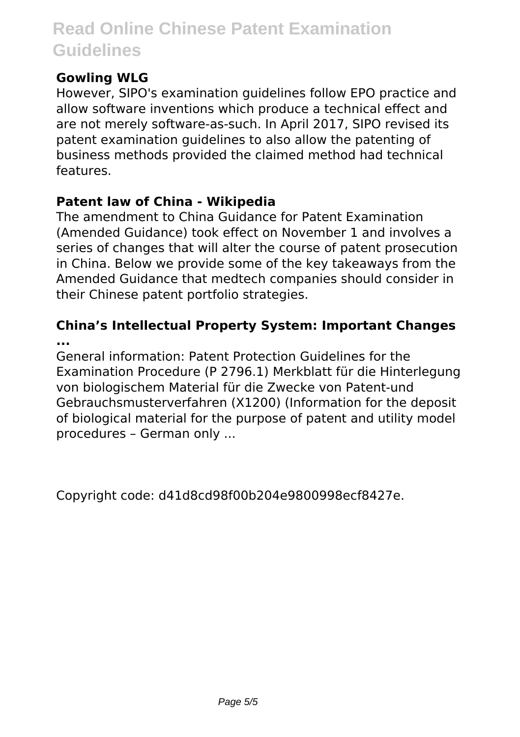### Gowling WLG

However, SIPO's examination guidelines follow EPO practice and allow software inventions which produce a technical effect and are not merely software-as-such. In April 2017, SIPO revised its patent examination guidelines to also allow the patenting of business methods provided the claimed method had technical features.

### Patent law of China - Wikipedia

The amendment to China Guidance for Patent Examination (Amended Guidance) took effect on November 1 and involves a series of changes that will alter the course of patent prosecution in China. Below we provide some of the key takeaways from the Amended Guidance that medtech companies should consider in their Chinese patent portfolio strategies.

### China's Intellectual Property System: Important Changes ...

General information: Patent Protection Guidelines for the Examination Procedure (P 2796.1) Merkblatt für die Hinterlegung von biologischem Material für die Zwecke von Patent-und Gebrauchsmusterverfahren (X1200) (Information for the deposit of biological material for the purpose of patent and utility model procedures – German only ...

Copyright code: d41d8cd98f00b204e9800998ecf8427e.